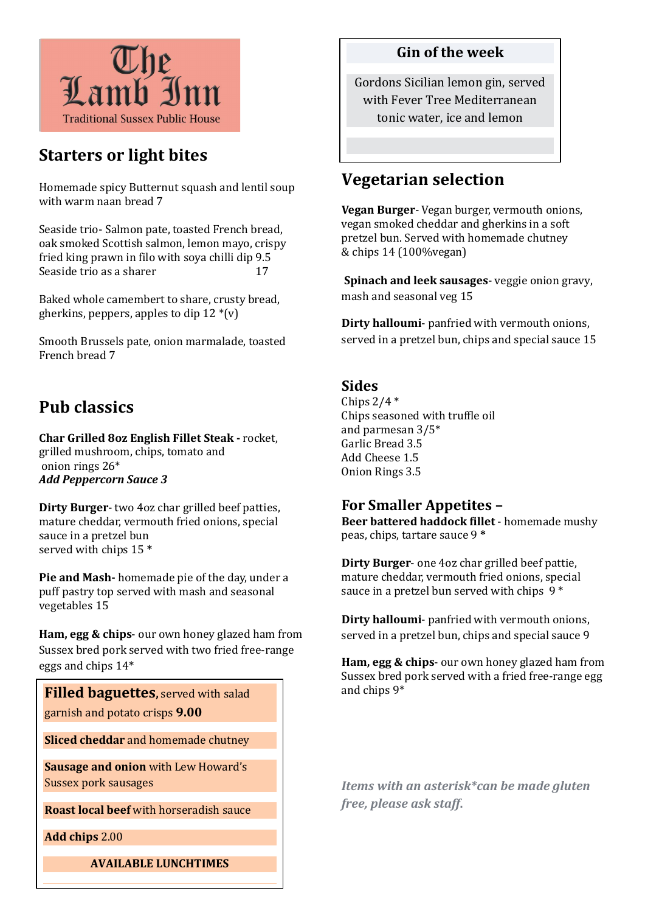# The Lamb Inn

Traditional Sussex Public House

## Starters or light bites

Homemade spicy Butternut squash and lentil soup with warm naan bread 7

Seaside trio- Salmon pate, toasted French bread, oak smoked Scottish salmon, lemon mayo, crispy fried king prawn in filo with soya chilli dip 9.5
Seaside trio as a sharer 17

Baked whole camembert to share, crusty bread, gherkins, peppers, apples to dip 12 *(v)

Smooth Brussels pate, onion marmalade, toasted French bread 7

## Pub classics

**Char Grilled 8oz English Fillet Steak -** rocket, grilled mushroom, chips, tomato and onion rings 26*
***Add Peppercorn Sauce 3***

**Dirty Burger**- two 4oz char grilled beef patties, mature cheddar, vermouth fried onions, special sauce in a pretzel bun served with chips 15 *

**Pie and Mash-** homemade pie of the day, under a puff pastry top served with mash and seasonal vegetables 15

**Ham, egg & chips**- our own honey glazed ham from Sussex bred pork served with two fried free-range eggs and chips 14*

**Filled baguettes,** served with salad garnish and potato crisps **9.00**

**Sliced cheddar** and homemade chutney

**Sausage and onion** with Lew Howard's Sussex pork sausages

**Roast local beef** with horseradish sauce

**Add chips** 2.00

**AVAILABLE LUNCHTIMES**

## Gin of the week

Gordons Sicilian lemon gin, served with Fever Tree Mediterranean tonic water, ice and lemon

## Vegetarian selection

**Vegan Burger**- Vegan burger, vermouth onions, vegan smoked cheddar and gherkins in a soft pretzel bun. Served with homemade chutney & chips 14 (100%vegan)

**Spinach and leek sausages**- veggie onion gravy, mash and seasonal veg 15

**Dirty halloumi**- panfried with vermouth onions, served in a pretzel bun, chips and special sauce 15

## Sides

Chips 2/4 *
Chips seasoned with truffle oil and parmesan 3/5*
Garlic Bread 3.5
Add Cheese 1.5
Onion Rings 3.5

## For Smaller Appetites –

**Beer battered haddock fillet** - homemade mushy peas, chips, tartare sauce 9 *

**Dirty Burger**- one 4oz char grilled beef pattie, mature cheddar, vermouth fried onions, special sauce in a pretzel bun served with chips 9 *

**Dirty halloumi**- panfried with vermouth onions, served in a pretzel bun, chips and special sauce 9

**Ham, egg & chips**- our own honey glazed ham from Sussex bred pork served with a fried free-range egg and chips 9*

***Items with an asterisk*can be made gluten free, please ask staff.***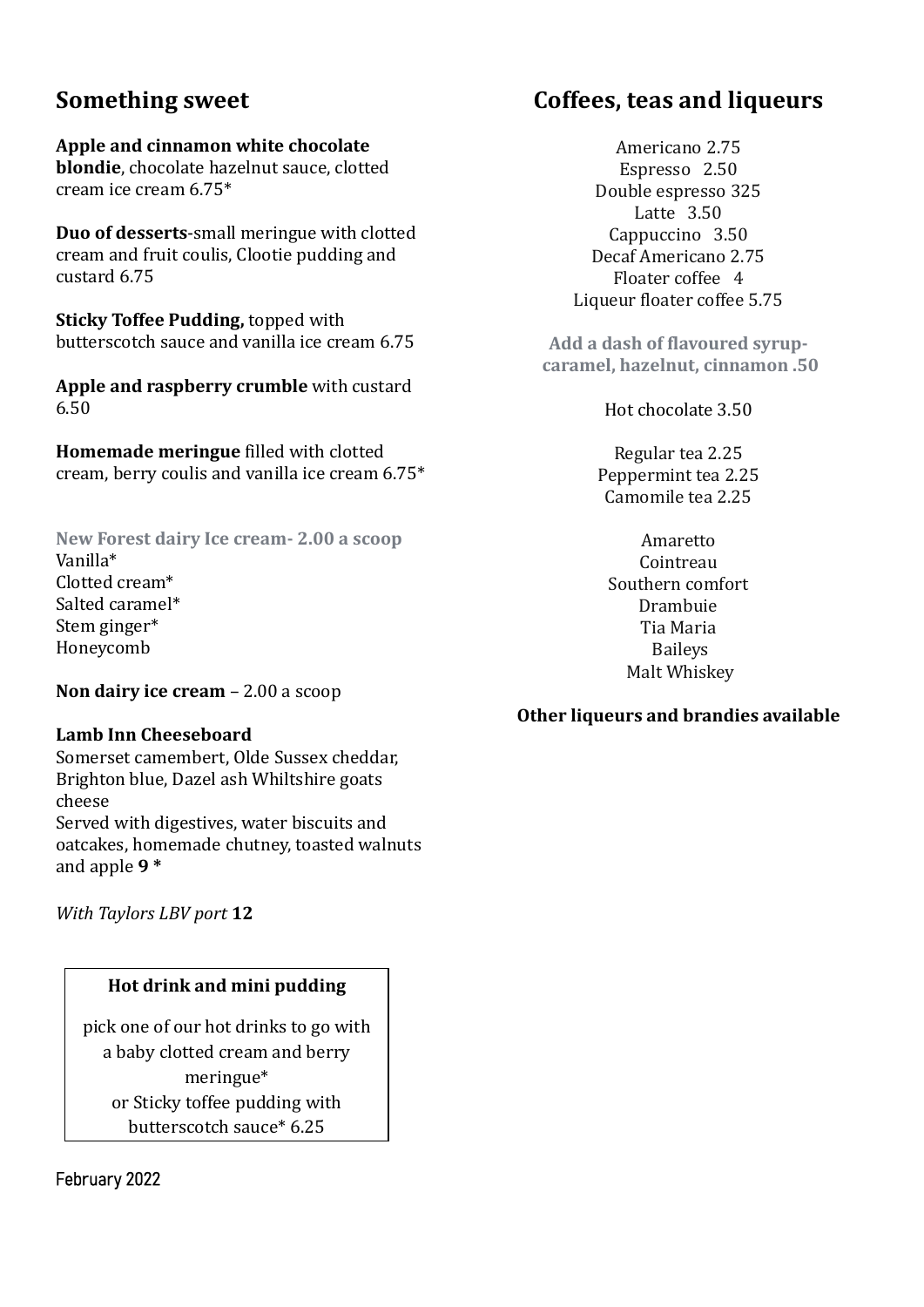## Something sweet

**Apple and cinnamon white chocolate blondie**, chocolate hazelnut sauce, clotted cream ice cream 6.75*

**Duo of desserts**-small meringue with clotted cream and fruit coulis, Clootie pudding and custard 6.75

**Sticky Toffee Pudding,** topped with butterscotch sauce and vanilla ice cream 6.75

**Apple and raspberry crumble** with custard 6.50

**Homemade meringue** filled with clotted cream, berry coulis and vanilla ice cream 6.75*

**New Forest dairy Ice cream- 2.00 a scoop**
Vanilla*
Clotted cream*
Salted caramel*
Stem ginger*
Honeycomb

**Non dairy ice cream** – 2.00 a scoop

**Lamb Inn Cheeseboard**
Somerset camembert, Olde Sussex cheddar, Brighton blue, Dazel ash Whiltshire goats cheese
Served with digestives, water biscuits and oatcakes, homemade chutney, toasted walnuts and apple **9 ***

*With Taylors LBV port* **12**

**Hot drink and mini pudding**

pick one of our hot drinks to go with a baby clotted cream and berry meringue*
or Sticky toffee pudding with butterscotch sauce* 6.25

February 2022

## Coffees, teas and liqueurs

Americano 2.75
Espresso 2.50
Double espresso 325
Latte 3.50
Cappuccino 3.50
Decaf Americano 2.75
Floater coffee 4
Liqueur floater coffee 5.75

**Add a dash of flavoured syrup- caramel, hazelnut, cinnamon .50**

Hot chocolate 3.50

Regular tea 2.25
Peppermint tea 2.25
Camomile tea 2.25

Amaretto
Cointreau
Southern comfort
Drambuie
Tia Maria
Baileys
Malt Whiskey

**Other liqueurs and brandies available**